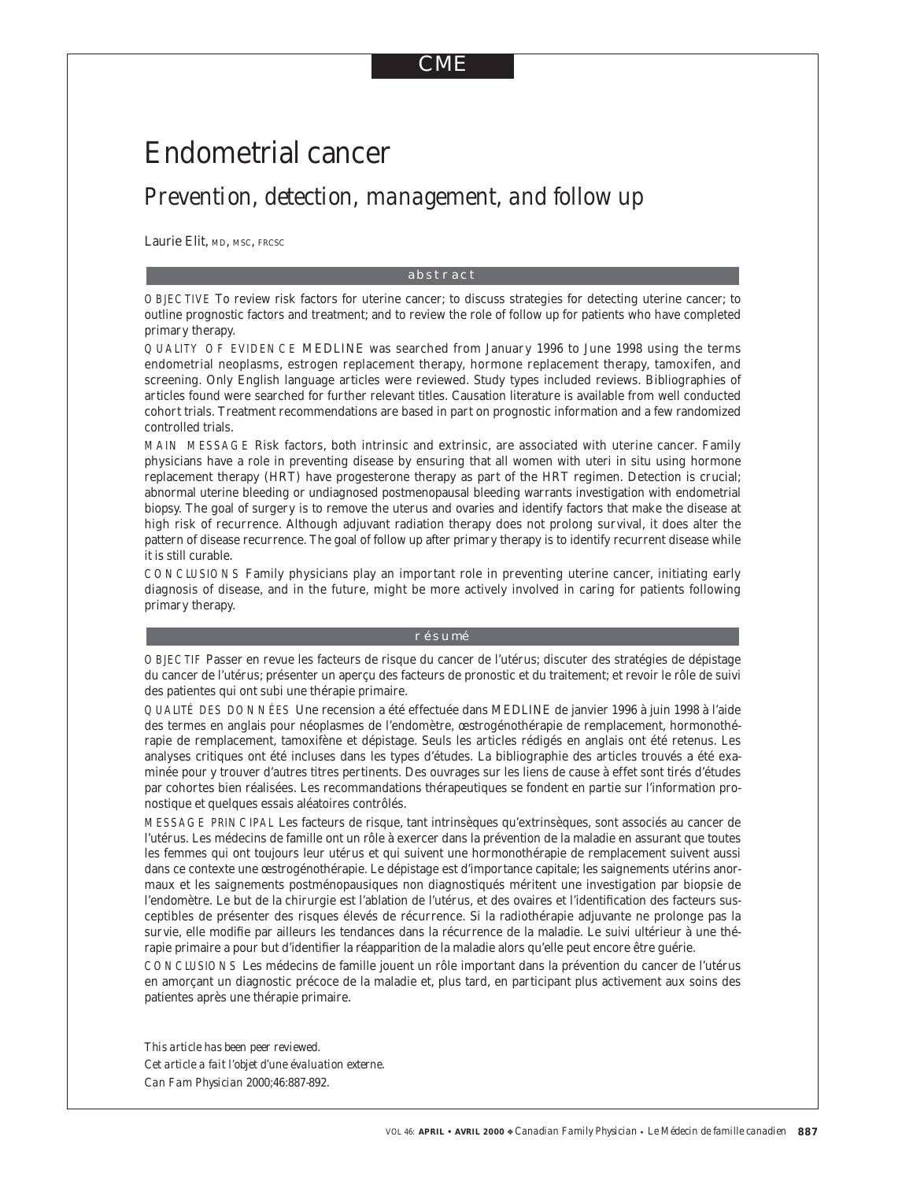CME

# Endometrial cancer

## Prevention, detection, management, and follow up

Laurie Elit, MD, MSC, FRCSC

### abstract

OBJECTIVE To review risk factors for uterine cancer; to discuss strategies for detecting uterine cancer; to outline prognostic factors and treatment; and to review the role of follow up for patients who have completed primary therapy.

QUALITY OF EVIDENCE MEDLINE was searched from January 1996 to June 1998 using the terms endometrial neoplasms, estrogen replacement therapy, hormone replacement therapy, tamoxifen, and screening. Only English language articles were reviewed. Study types included reviews. Bibliographies of articles found were searched for further relevant titles. Causation literature is available from well conducted cohort trials. Treatment recommendations are based in part on prognostic information and a few randomized controlled trials.

MAIN MESSAGE Risk factors, both intrinsic and extrinsic, are associated with uterine cancer. Family physicians have a role in preventing disease by ensuring that all women with uteri in situ using hormone replacement therapy (HRT) have progesterone therapy as part of the HRT regimen. Detection is crucial; abnormal uterine bleeding or undiagnosed postmenopausal bleeding warrants investigation with endometrial biopsy. The goal of surgery is to remove the uterus and ovaries and identify factors that make the disease at high risk of recurrence. Although adjuvant radiation therapy does not prolong survival, it does alter the pattern of disease recurrence. The goal of follow up after primary therapy is to identify recurrent disease while it is still curable.

CONCLUSIONS Family physicians play an important role in preventing uterine cancer, initiating early diagnosis of disease, and in the future, might be more actively involved in caring for patients following primary therapy.

### résumé

OBJECTIF Passer en revue les facteurs de risque du cancer de l'utérus; discuter des stratégies de dépistage du cancer de l'utérus; présenter un aperçu des facteurs de pronostic et du traitement; et revoir le rôle de suivi des patientes qui ont subi une thérapie primaire.

QUALITÉ DES DONNÉES Une recension a été effectuée dans MEDLINE de janvier 1996 à juin 1998 à l'aide des termes en anglais pour néoplasmes de l'endomètre, œstrogénothérapie de remplacement, hormonothérapie de remplacement, tamoxifène et dépistage. Seuls les articles rédigés en anglais ont été retenus. Les analyses critiques ont été incluses dans les types d'études. La bibliographie des articles trouvés a été examinée pour y trouver d'autres titres pertinents. Des ouvrages sur les liens de cause à effet sont tirés d'études par cohortes bien réalisées. Les recommandations thérapeutiques se fondent en partie sur l'information pronostique et quelques essais aléatoires contrôlés.

MESSAGE PRINCIPAL Les facteurs de risque, tant intrinsèques qu'extrinsèques, sont associés au cancer de l'utérus. Les médecins de famille ont un rôle à exercer dans la prévention de la maladie en assurant que toutes les femmes qui ont toujours leur utérus et qui suivent une hormonothérapie de remplacement suivent aussi dans ce contexte une œstrogénothérapie. Le dépistage est d'importance capitale; les saignements utérins anormaux et les saignements postménopausiques non diagnostiqués méritent une investigation par biopsie de l'endomètre. Le but de la chirurgie est l'ablation de l'utérus, et des ovaires et l'identification des facteurs susceptibles de présenter des risques élevés de récurrence. Si la radiothérapie adjuvante ne prolonge pas la survie, elle modifie par ailleurs les tendances dans la récurrence de la maladie. Le suivi ultérieur à une thérapie primaire a pour but d'identifier la réapparition de la maladie alors qu'elle peut encore être guérie.

CONCLUSIONS Les médecins de famille jouent un rôle important dans la prévention du cancer de l'utérus en amorçant un diagnostic précoce de la maladie et, plus tard, en participant plus activement aux soins des patientes après une thérapie primaire.

*This article has been peer reviewed.*
*Cet article a fait l'objet d'une évaluation externe.*
*Can Fam Physician* 2000;46:887-892.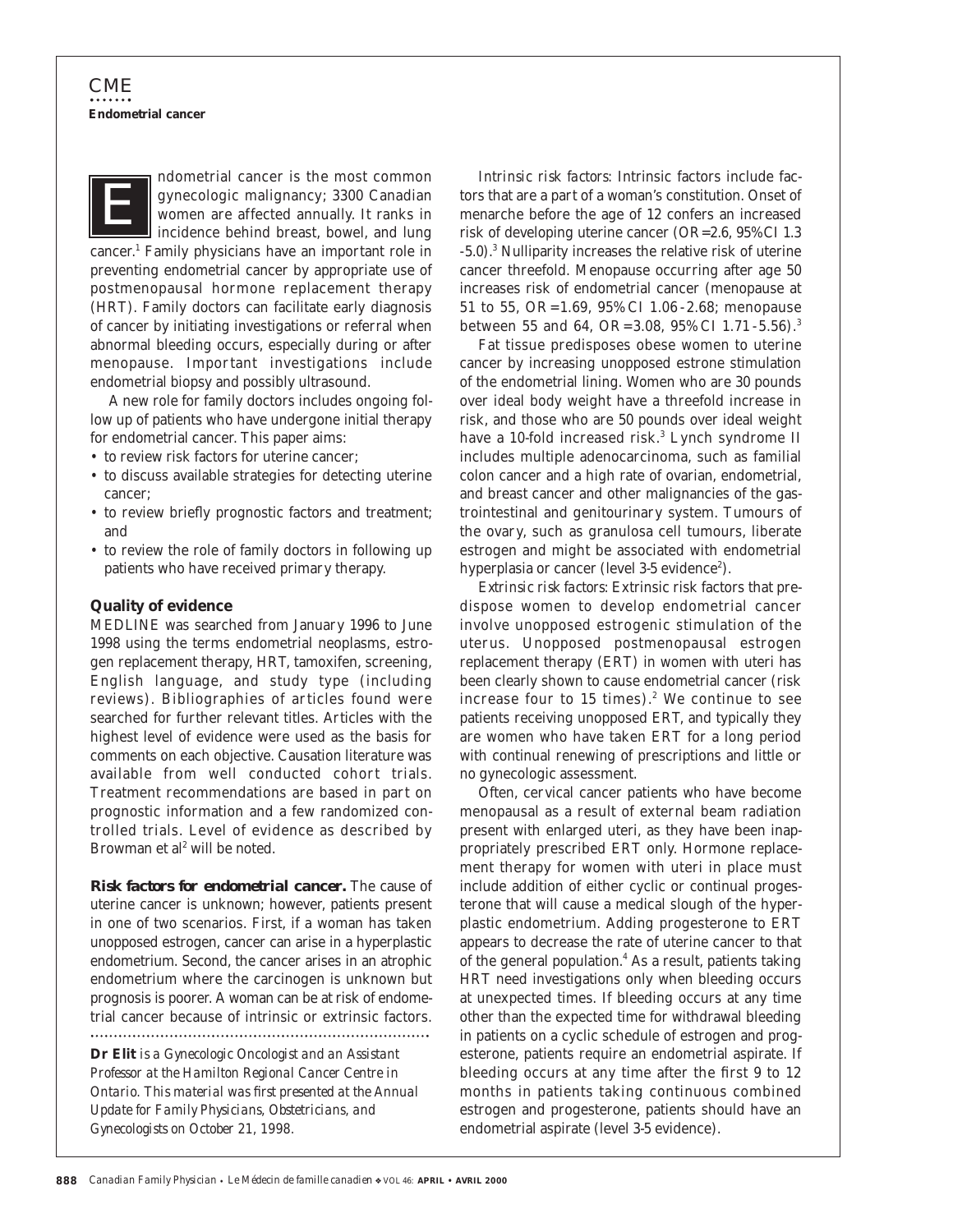## CME

**Endometrial cancer**

Endometrial cancer is the most common gynecologic malignancy; 3300 Canadian women are affected annually. It ranks in incidence behind breast, bowel, and lung cancer.[1] Family physicians have an important role in preventing endometrial cancer by appropriate use of postmenopausal hormone replacement therapy (HRT). Family doctors can facilitate early diagnosis of cancer by initiating investigations or referral when abnormal bleeding occurs, especially during or after menopause. Important investigations include endometrial biopsy and possibly ultrasound.

A new role for family doctors includes ongoing follow up of patients who have undergone initial therapy for endometrial cancer. This paper aims:

- to review risk factors for uterine cancer;
- to discuss available strategies for detecting uterine cancer;
- to review briefly prognostic factors and treatment; and
- to review the role of family doctors in following up patients who have received primary therapy.

### Quality of evidence

MEDLINE was searched from January 1996 to June 1998 using the terms endometrial neoplasms, estrogen replacement therapy, HRT, tamoxifen, screening, English language, and study type (including reviews). Bibliographies of articles found were searched for further relevant titles. Articles with the highest level of evidence were used as the basis for comments on each objective. Causation literature was available from well conducted cohort trials. Treatment recommendations are based in part on prognostic information and a few randomized controlled trials. Level of evidence as described by Browman et al[2] will be noted.

**Risk factors for endometrial cancer.** The cause of uterine cancer is unknown; however, patients present in one of two scenarios. First, if a woman has taken unopposed estrogen, cancer can arise in a hyperplastic endometrium. Second, the cancer arises in an atrophic endometrium where the carcinogen is unknown but prognosis is poorer. A woman can be at risk of endometrial cancer because of intrinsic or extrinsic factors.

*Intrinsic risk factors:* Intrinsic factors include factors that are a part of a woman's constitution. Onset of menarche before the age of 12 confers an increased risk of developing uterine cancer (OR=2.6, 95% CI 1.3 -5.0).[3] Nulliparity increases the relative risk of uterine cancer threefold. Menopause occurring after age 50 increases risk of endometrial cancer (menopause at 51 to 55, OR=1.69, 95% CI 1.06-2.68; menopause between 55 and 64, OR=3.08, 95% CI 1.71-5.56).[3]

Fat tissue predisposes obese women to uterine cancer by increasing unopposed estrone stimulation of the endometrial lining. Women who are 30 pounds over ideal body weight have a threefold increase in risk, and those who are 50 pounds over ideal weight have a 10-fold increased risk.[3] Lynch syndrome II includes multiple adenocarcinoma, such as familial colon cancer and a high rate of ovarian, endometrial, and breast cancer and other malignancies of the gastrointestinal and genitourinary system. Tumours of the ovary, such as granulosa cell tumours, liberate estrogen and might be associated with endometrial hyperplasia or cancer (level 3-5 evidence[2]).

*Extrinsic risk factors:* Extrinsic risk factors that predispose women to develop endometrial cancer involve unopposed estrogenic stimulation of the uterus. Unopposed postmenopausal estrogen replacement therapy (ERT) in women with uteri has been clearly shown to cause endometrial cancer (risk increase four to 15 times).[2] We continue to see patients receiving unopposed ERT, and typically they are women who have taken ERT for a long period with continual renewing of prescriptions and little or no gynecologic assessment.

Often, cervical cancer patients who have become menopausal as a result of external beam radiation present with enlarged uteri, as they have been inappropriately prescribed ERT only. Hormone replacement therapy for women with uteri in place must include addition of either cyclic or continual progesterone that will cause a medical slough of the hyperplastic endometrium. Adding progesterone to ERT appears to decrease the rate of uterine cancer to that of the general population.[4] As a result, patients taking HRT need investigations only when bleeding occurs at unexpected times. If bleeding occurs at any time other than the expected time for withdrawal bleeding in patients on a cyclic schedule of estrogen and progesterone, patients require an endometrial aspirate. If bleeding occurs at any time after the first 9 to 12 months in patients taking continuous combined estrogen and progesterone, patients should have an endometrial aspirate (level 3-5 evidence).

---

**Dr Elit** *is a Gynecologic Oncologist and an Assistant Professor at the Hamilton Regional Cancer Centre in Ontario. This material was first presented at the Annual Update for Family Physicians, Obstetricians, and Gynecologists on October 21, 1998.*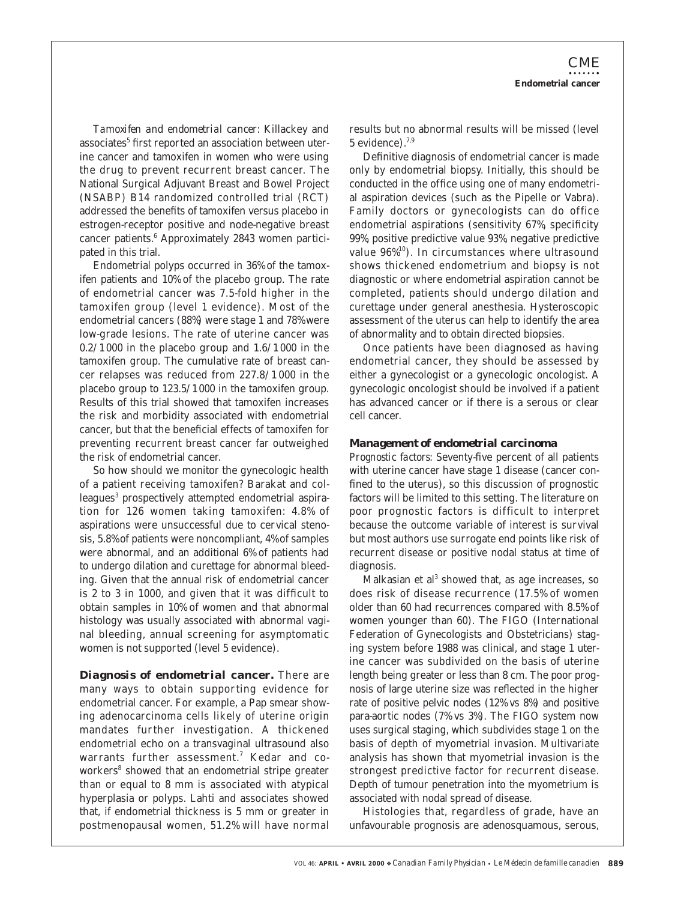*Tamoxifen and endometrial cancer:* Killackey and associates[5] first reported an association between uterine cancer and tamoxifen in women who were using the drug to prevent recurrent breast cancer. The National Surgical Adjuvant Breast and Bowel Project (NSABP) B14 randomized controlled trial (RCT) addressed the benefits of tamoxifen versus placebo in estrogen-receptor positive and node-negative breast cancer patients.[6] Approximately 2843 women participated in this trial.

Endometrial polyps occurred in 36% of the tamoxifen patients and 10% of the placebo group. The rate of endometrial cancer was 7.5-fold higher in the tamoxifen group (level 1 evidence). Most of the endometrial cancers (88%) were stage 1 and 78% were low-grade lesions. The rate of uterine cancer was 0.2/1000 in the placebo group and 1.6/1000 in the tamoxifen group. The cumulative rate of breast cancer relapses was reduced from 227.8/1000 in the placebo group to 123.5/1000 in the tamoxifen group. Results of this trial showed that tamoxifen increases the risk and morbidity associated with endometrial cancer, but that the beneficial effects of tamoxifen for preventing recurrent breast cancer far outweighed the risk of endometrial cancer.

So how should we monitor the gynecologic health of a patient receiving tamoxifen? Barakat and colleagues[3] prospectively attempted endometrial aspiration for 126 women taking tamoxifen: 4.8% of aspirations were unsuccessful due to cervical stenosis, 5.8% of patients were noncompliant, 4% of samples were abnormal, and an additional 6% of patients had to undergo dilation and curettage for abnormal bleeding. Given that the annual risk of endometrial cancer is 2 to 3 in 1000, and given that it was difficult to obtain samples in 10% of women and that abnormal histology was usually associated with abnormal vaginal bleeding, annual screening for asymptomatic women is not supported (level 5 evidence).

**Diagnosis of endometrial cancer.** There are many ways to obtain supporting evidence for endometrial cancer. For example, a Pap smear showing adenocarcinoma cells likely of uterine origin mandates further investigation. A thickened endometrial echo on a transvaginal ultrasound also warrants further assessment.[7] Kedar and coworkers[8] showed that an endometrial stripe greater than or equal to 8 mm is associated with atypical hyperplasia or polyps. Lahti and associates showed that, if endometrial thickness is 5 mm or greater in postmenopausal women, 51.2% will have normal results but no abnormal results will be missed (level 5 evidence).[7,9]

Definitive diagnosis of endometrial cancer is made only by endometrial biopsy. Initially, this should be conducted in the office using one of many endometrial aspiration devices (such as the Pipelle or Vabra). Family doctors or gynecologists can do office endometrial aspirations (sensitivity 67%, specificity 99%, positive predictive value 93%, negative predictive value 96%[10]). In circumstances where ultrasound shows thickened endometrium and biopsy is not diagnostic or where endometrial aspiration cannot be completed, patients should undergo dilation and curettage under general anesthesia. Hysteroscopic assessment of the uterus can help to identify the area of abnormality and to obtain directed biopsies.

Once patients have been diagnosed as having endometrial cancer, they should be assessed by either a gynecologist or a gynecologic oncologist. A gynecologic oncologist should be involved if a patient has advanced cancer or if there is a serous or clear cell cancer.

### Management of endometrial carcinoma

*Prognostic factors:* Seventy-five percent of all patients with uterine cancer have stage 1 disease (cancer confined to the uterus), so this discussion of prognostic factors will be limited to this setting. The literature on poor prognostic factors is difficult to interpret because the outcome variable of interest is survival but most authors use surrogate end points like risk of recurrent disease or positive nodal status at time of diagnosis.

Malkasian et al[3] showed that, as age increases, so does risk of disease recurrence (17.5% of women older than 60 had recurrences compared with 8.5% of women younger than 60). The FIGO (International Federation of Gynecologists and Obstetricians) staging system before 1988 was clinical, and stage 1 uterine cancer was subdivided on the basis of uterine length being greater or less than 8 cm. The poor prognosis of large uterine size was reflected in the higher rate of positive pelvic nodes (12% vs 8%) and positive para-aortic nodes (7% vs 3%). The FIGO system now uses surgical staging, which subdivides stage 1 on the basis of depth of myometrial invasion. Multivariate analysis has shown that myometrial invasion is the strongest predictive factor for recurrent disease. Depth of tumour penetration into the myometrium is associated with nodal spread of disease.

Histologies that, regardless of grade, have an unfavourable prognosis are adenosquamous, serous,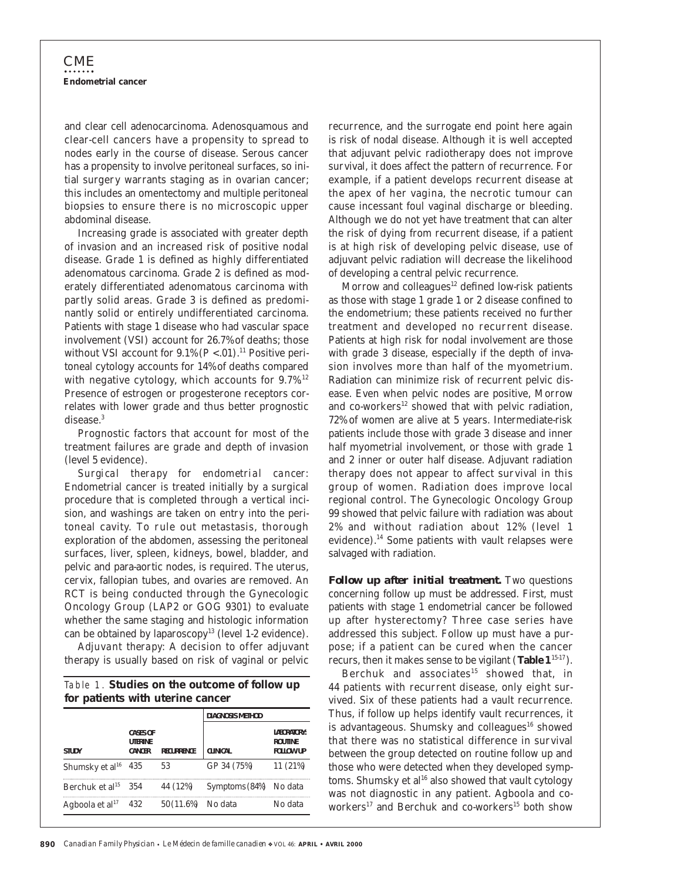and clear cell adenocarcinoma. Adenosquamous and clear-cell cancers have a propensity to spread to nodes early in the course of disease. Serous cancer has a propensity to involve peritoneal surfaces, so initial surgery warrants staging as in ovarian cancer; this includes an omentectomy and multiple peritoneal biopsies to ensure there is no microscopic upper abdominal disease.

Increasing grade is associated with greater depth of invasion and an increased risk of positive nodal disease. Grade 1 is defined as highly differentiated adenomatous carcinoma. Grade 2 is defined as moderately differentiated adenomatous carcinoma with partly solid areas. Grade 3 is defined as predominantly solid or entirely undifferentiated carcinoma. Patients with stage 1 disease who had vascular space involvement (VSI) account for 26.7% of deaths; those without VSI account for 9.1% ($P < .01$).[11] Positive peritoneal cytology accounts for 14% of deaths compared with negative cytology, which accounts for 9.7%.[12] Presence of estrogen or progesterone receptors correlates with lower grade and thus better prognostic disease.[3]

Prognostic factors that account for most of the treatment failures are grade and depth of invasion (level 5 evidence).

*Surgical therapy for endometrial cancer:* Endometrial cancer is treated initially by a surgical procedure that is completed through a vertical incision, and washings are taken on entry into the peritoneal cavity. To rule out metastasis, thorough exploration of the abdomen, assessing the peritoneal surfaces, liver, spleen, kidneys, bowel, bladder, and pelvic and para-aortic nodes, is required. The uterus, cervix, fallopian tubes, and ovaries are removed. An RCT is being conducted through the Gynecologic Oncology Group (LAP2 or GOG 9301) to evaluate whether the same staging and histologic information can be obtained by laparoscopy[13] (level 1-2 evidence).

*Adjuvant therapy:* A decision to offer adjuvant therapy is usually based on risk of vaginal or pelvic recurrence, and the surrogate end point here again is risk of nodal disease. Although it is well accepted that adjuvant pelvic radiotherapy does not improve survival, it does affect the pattern of recurrence. For example, if a patient develops recurrent disease at the apex of her vagina, the necrotic tumour can cause incessant foul vaginal discharge or bleeding. Although we do not yet have treatment that can alter the risk of dying from recurrent disease, if a patient is at high risk of developing pelvic disease, use of adjuvant pelvic radiation will decrease the likelihood of developing a central pelvic recurrence.

Morrow and colleagues[12] defined low-risk patients as those with stage 1 grade 1 or 2 disease confined to the endometrium; these patients received no further treatment and developed no recurrent disease. Patients at high risk for nodal involvement are those with grade 3 disease, especially if the depth of invasion involves more than half of the myometrium. Radiation can minimize risk of recurrent pelvic disease. Even when pelvic nodes are positive, Morrow and co-workers[12] showed that with pelvic radiation, 72% of women are alive at 5 years. Intermediate-risk patients include those with grade 3 disease and inner half myometrial involvement, or those with grade 1 and 2 inner or outer half disease. Adjuvant radiation therapy does not appear to affect survival in this group of women. Radiation does improve local regional control. The Gynecologic Oncology Group 99 showed that pelvic failure with radiation was about 2% and without radiation about 12% (level 1 evidence).[14] Some patients with vault relapses were salvaged with radiation.

**Follow up after initial treatment.** Two questions concerning follow up must be addressed. First, must patients with stage 1 endometrial cancer be followed up after hysterectomy? Three case series have addressed this subject. Follow up must have a purpose; if a patient can be cured when the cancer recurs, then it makes sense to be vigilant (**Table 1**[15-17]).

Berchuk and associates[15] showed that, in 44 patients with recurrent disease, only eight survived. Six of these patients had a vault recurrence. Thus, if follow up helps identify vault recurrences, it is advantageous. Shumsky and colleagues[16] showed that there was no statistical difference in survival between the group detected on routine follow up and those who were detected when they developed symptoms. Shumsky et al[16] also showed that vault cytology was not diagnostic in any patient. Agboola and co-workers[17] and Berchuk and co-workers[15] both show

*Table 1.* **Studies on the outcome of follow up for patients with uterine cancer**

| STUDY | CASES OF UTERINE CANCER | RECURRENCE | DIAGNOSIS METHOD | |
|---|---|---|---|---|
| | | | CLINICAL | LABORATORY: ROUTINE FOLLOW UP |
| Shumsky et al[16] | 435 | 53 | GP 34 (75%) | 11 (21%) |
| Berchuk et al[15] | 354 | 44 (12%) | Symptoms (84%) | No data |
| Agboola et al[17] | 432 | 50 (11.6%) | No data | No data |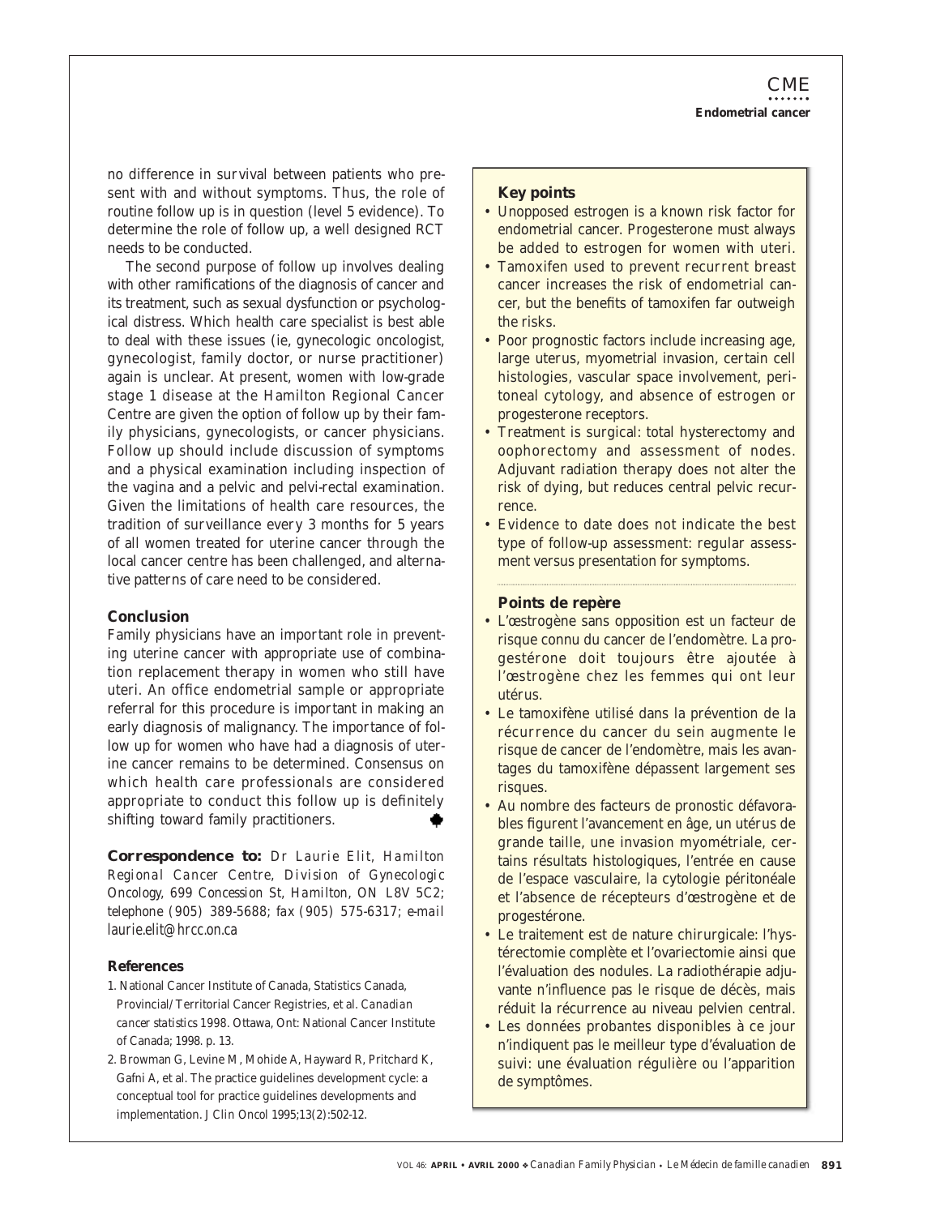no difference in survival between patients who present with and without symptoms. Thus, the role of routine follow up is in question (level 5 evidence). To determine the role of follow up, a well designed RCT needs to be conducted.

The second purpose of follow up involves dealing with other ramifications of the diagnosis of cancer and its treatment, such as sexual dysfunction or psychological distress. Which health care specialist is best able to deal with these issues (ie, gynecologic oncologist, gynecologist, family doctor, or nurse practitioner) again is unclear. At present, women with low-grade stage 1 disease at the Hamilton Regional Cancer Centre are given the option of follow up by their family physicians, gynecologists, or cancer physicians. Follow up should include discussion of symptoms and a physical examination including inspection of the vagina and a pelvic and pelvi-rectal examination. Given the limitations of health care resources, the tradition of surveillance every 3 months for 5 years of all women treated for uterine cancer through the local cancer centre has been challenged, and alternative patterns of care need to be considered.

### Conclusion

Family physicians have an important role in preventing uterine cancer with appropriate use of combination replacement therapy in women who still have uteri. An office endometrial sample or appropriate referral for this procedure is important in making an early diagnosis of malignancy. The importance of follow up for women who have had a diagnosis of uterine cancer remains to be determined. Consensus on which health care professionals are considered appropriate to conduct this follow up is definitely shifting toward family practitioners.

**Correspondence to:** *Dr Laurie Elit, Hamilton Regional Cancer Centre, Division of Gynecologic Oncology, 699 Concession St, Hamilton, ON L8V 5C2; telephone (905) 389-5688; fax (905) 575-6317; e-mail laurie.elit@hrcc.on.ca*

### References

1. National Cancer Institute of Canada, Statistics Canada, Provincial/Territorial Cancer Registries, et al. *Canadian cancer statistics 1998*. Ottawa, Ont: National Cancer Institute of Canada; 1998. p. 13.
2. Browman G, Levine M, Mohide A, Hayward R, Pritchard K, Gafni A, et al. The practice guidelines development cycle: a conceptual tool for practice guidelines developments and implementation. *J Clin Oncol* 1995;13(2):502-12.

### Key points

- Unopposed estrogen is a known risk factor for endometrial cancer. Progesterone must always be added to estrogen for women with uteri.
- Tamoxifen used to prevent recurrent breast cancer increases the risk of endometrial cancer, but the benefits of tamoxifen far outweigh the risks.
- Poor prognostic factors include increasing age, large uterus, myometrial invasion, certain cell histologies, vascular space involvement, peritoneal cytology, and absence of estrogen or progesterone receptors.
- Treatment is surgical: total hysterectomy and oophorectomy and assessment of nodes. Adjuvant radiation therapy does not alter the risk of dying, but reduces central pelvic recurrence.
- Evidence to date does not indicate the best type of follow-up assessment: regular assessment versus presentation for symptoms.

### Points de repère

- L'œstrogène sans opposition est un facteur de risque connu du cancer de l'endomètre. La progestérone doit toujours être ajoutée à l'œstrogène chez les femmes qui ont leur utérus.
- Le tamoxifène utilisé dans la prévention de la récurrence du cancer du sein augmente le risque de cancer de l'endomètre, mais les avantages du tamoxifène dépassent largement ses risques.
- Au nombre des facteurs de pronostic défavorables figurent l'avancement en âge, un utérus de grande taille, une invasion myométriale, certains résultats histologiques, l'entrée en cause de l'espace vasculaire, la cytologie péritonéale et l'absence de récepteurs d'œstrogène et de progestérone.
- Le traitement est de nature chirurgicale: l'hystérectomie complète et l'ovariectomie ainsi que l'évaluation des nodules. La radiothérapie adjuvante n'influence pas le risque de décès, mais réduit la récurrence au niveau pelvien central.
- Les données probantes disponibles à ce jour n'indiquent pas le meilleur type d'évaluation de suivi: une évaluation régulière ou l'apparition de symptômes.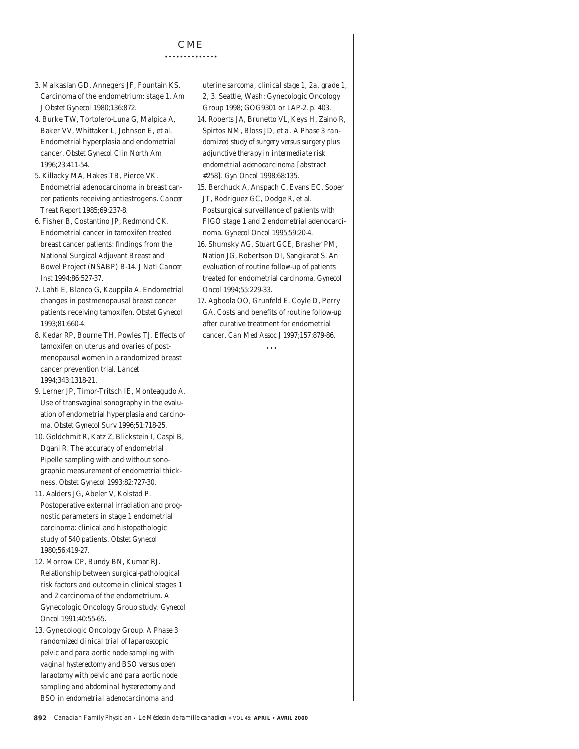3. Malkasian GD, Annegers JF, Fountain KS. Carcinoma of the endometrium: stage 1. *Am J Obstet Gynecol* 1980;136:872.
4. Burke TW, Tortolero-Luna G, Malpica A, Baker VV, Whittaker L, Johnson E, et al. Endometrial hyperplasia and endometrial cancer. *Obstet Gynecol Clin North Am* 1996;23:411-54.
5. Killacky MA, Hakes TB, Pierce VK. Endometrial adenocarcinoma in breast cancer patients receiving antiestrogens. *Cancer Treat Report* 1985;69:237-8.
6. Fisher B, Costantino JP, Redmond CK. Endometrial cancer in tamoxifen treated breast cancer patients: findings from the National Surgical Adjuvant Breast and Bowel Project (NSABP) B-14. *J Natl Cancer Inst* 1994;86:527-37.
7. Lahti E, Blanco G, Kauppila A. Endometrial changes in postmenopausal breast cancer patients receiving tamoxifen. *Obstet Gynecol* 1993;81:660-4.
8. Kedar RP, Bourne TH, Powles TJ. Effects of tamoxifen on uterus and ovaries of postmenopausal women in a randomized breast cancer prevention trial. *Lancet* 1994;343:1318-21.
9. Lerner JP, Timor-Tritsch IE, Monteagudo A. Use of transvaginal sonography in the evaluation of endometrial hyperplasia and carcinoma. *Obstet Gynecol Surv* 1996;51:718-25.
10. Goldchmit R, Katz Z, Blickstein I, Caspi B, Dgani R. The accuracy of endometrial Pipelle sampling with and without sonographic measurement of endometrial thickness. *Obstet Gynecol* 1993;82:727-30.
11. Aalders JG, Abeler V, Kolstad P. Postoperative external irradiation and prognostic parameters in stage 1 endometrial carcinoma: clinical and histopathologic study of 540 patients. *Obstet Gynecol* 1980;56:419-27.
12. Morrow CP, Bundy BN, Kumar RJ. Relationship between surgical-pathological risk factors and outcome in clinical stages 1 and 2 carcinoma of the endometrium. A Gynecologic Oncology Group study. *Gynecol Oncol* 1991;40:55-65.
13. Gynecologic Oncology Group. *A Phase 3 randomized clinical trial of laparoscopic pelvic and para aortic node sampling with vaginal hysterectomy and BSO versus open laraotomy with pelvic and para aortic node sampling and abdominal hysterectomy and BSO in endometrial adenocarcinoma and uterine sarcoma, clinical stage 1, 2a, grade 1, 2, 3.* Seattle, Wash: Gynecologic Oncology Group 1998; GOG9301 or LAP-2. p. 403.
14. Roberts JA, Brunetto VL, Keys H, Zaino R, Spirtos NM, Bloss JD, et al. *A Phase 3 randomized study of surgery versus surgery plus adjunctive therapy in intermediate risk endometrial adenocarcinoma [abstract #258]. Gyn Oncol* 1998;68:135.
15. Berchuck A, Anspach C, Evans EC, Soper JT, Rodriguez GC, Dodge R, et al. Postsurgical surveillance of patients with FIGO stage 1 and 2 endometrial adenocarcinoma. *Gynecol Oncol* 1995;59:20-4.
16. Shumsky AG, Stuart GCE, Brasher PM, Nation JG, Robertson DI, Sangkarat S. An evaluation of routine follow-up of patients treated for endometrial carcinoma. *Gynecol Oncol* 1994;55:229-33.
17. Agboola OO, Grunfeld E, Coyle D, Perry GA. Costs and benefits of routine follow-up after curative treatment for endometrial cancer. *Can Med Assoc J* 1997;157:879-86.